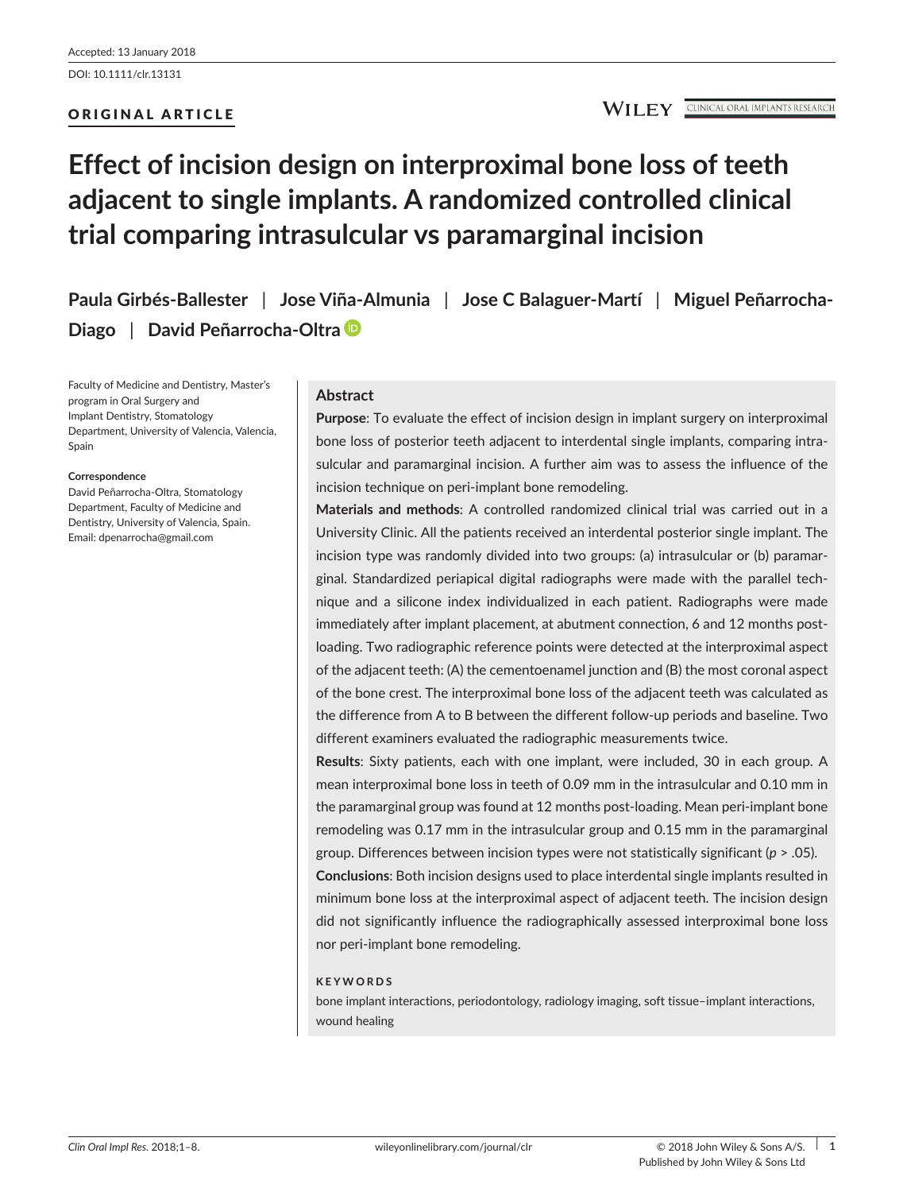Accepted: 13 January 2018

DOI: 10.1111/clr.13131

ORIGINAL ARTICLE

# Effect of incision design on interproximal bone loss of teeth adjacent to single implants. A randomized controlled clinical trial comparing intrasulcular vs paramarginal incision

**Paula Girbés-Ballester | Jose Viña-Almunia | Jose C Balaguer-Martí | Miguel Peñarrocha-Diago | David Peñarrocha-Oltra**

Faculty of Medicine and Dentistry, Master's program in Oral Surgery and Implant Dentistry, Stomatology Department, University of Valencia, Valencia, Spain

**Correspondence**
David Peñarrocha-Oltra, Stomatology Department, Faculty of Medicine and Dentistry, University of Valencia, Spain.
Email: dpenarrocha@gmail.com

## Abstract

**Purpose**: To evaluate the effect of incision design in implant surgery on interproximal bone loss of posterior teeth adjacent to interdental single implants, comparing intrasulcular and paramarginal incision. A further aim was to assess the influence of the incision technique on peri-implant bone remodeling.

**Materials and methods**: A controlled randomized clinical trial was carried out in a University Clinic. All the patients received an interdental posterior single implant. The incision type was randomly divided into two groups: (a) intrasulcular or (b) paramarginal. Standardized periapical digital radiographs were made with the parallel technique and a silicone index individualized in each patient. Radiographs were made immediately after implant placement, at abutment connection, 6 and 12 months post-loading. Two radiographic reference points were detected at the interproximal aspect of the adjacent teeth: (A) the cementoenamel junction and (B) the most coronal aspect of the bone crest. The interproximal bone loss of the adjacent teeth was calculated as the difference from A to B between the different follow-up periods and baseline. Two different examiners evaluated the radiographic measurements twice.

**Results**: Sixty patients, each with one implant, were included, 30 in each group. A mean interproximal bone loss in teeth of 0.09 mm in the intrasulcular and 0.10 mm in the paramarginal group was found at 12 months post-loading. Mean peri-implant bone remodeling was 0.17 mm in the intrasulcular group and 0.15 mm in the paramarginal group. Differences between incision types were not statistically significant ($p > .05$).

**Conclusions**: Both incision designs used to place interdental single implants resulted in minimum bone loss at the interproximal aspect of adjacent teeth. The incision design did not significantly influence the radiographically assessed interproximal bone loss nor peri-implant bone remodeling.

**KEYWORDS**

bone implant interactions, periodontology, radiology imaging, soft tissue–implant interactions, wound healing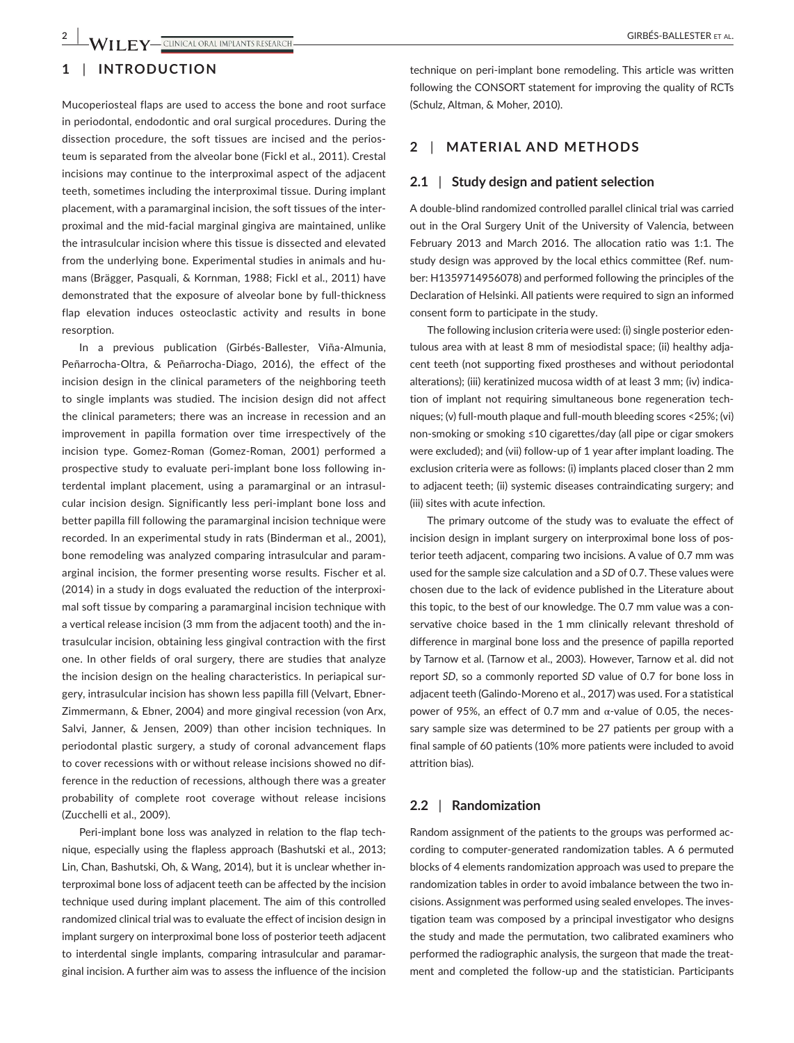## 1 | INTRODUCTION

Mucoperiosteal flaps are used to access the bone and root surface in periodontal, endodontic and oral surgical procedures. During the dissection procedure, the soft tissues are incised and the periosteum is separated from the alveolar bone (Fickl et al., 2011). Crestal incisions may continue to the interproximal aspect of the adjacent teeth, sometimes including the interproximal tissue. During implant placement, with a paramarginal incision, the soft tissues of the interproximal and the mid-facial marginal gingiva are maintained, unlike the intrasulcular incision where this tissue is dissected and elevated from the underlying bone. Experimental studies in animals and humans (Brägger, Pasquali, & Kornman, 1988; Fickl et al., 2011) have demonstrated that the exposure of alveolar bone by full-thickness flap elevation induces osteoclastic activity and results in bone resorption.

In a previous publication (Girbés-Ballester, Viña-Almunia, Peñarrocha-Oltra, & Peñarrocha-Diago, 2016), the effect of the incision design in the clinical parameters of the neighboring teeth to single implants was studied. The incision design did not affect the clinical parameters; there was an increase in recession and an improvement in papilla formation over time irrespectively of the incision type. Gomez-Roman (Gomez-Roman, 2001) performed a prospective study to evaluate peri-implant bone loss following interdental implant placement, using a paramarginal or an intrasulcular incision design. Significantly less peri-implant bone loss and better papilla fill following the paramarginal incision technique were recorded. In an experimental study in rats (Binderman et al., 2001), bone remodeling was analyzed comparing intrasulcular and paramarginal incision, the former presenting worse results. Fischer et al. (2014) in a study in dogs evaluated the reduction of the interproximal soft tissue by comparing a paramarginal incision technique with a vertical release incision (3 mm from the adjacent tooth) and the intrasulcular incision, obtaining less gingival contraction with the first one. In other fields of oral surgery, there are studies that analyze the incision design on the healing characteristics. In periapical surgery, intrasulcular incision has shown less papilla fill (Velvart, Ebner-Zimmermann, & Ebner, 2004) and more gingival recession (von Arx, Salvi, Janner, & Jensen, 2009) than other incision techniques. In periodontal plastic surgery, a study of coronal advancement flaps to cover recessions with or without release incisions showed no difference in the reduction of recessions, although there was a greater probability of complete root coverage without release incisions (Zucchelli et al., 2009).

Peri-implant bone loss was analyzed in relation to the flap technique, especially using the flapless approach (Bashutski et al., 2013; Lin, Chan, Bashutski, Oh, & Wang, 2014), but it is unclear whether interproximal bone loss of adjacent teeth can be affected by the incision technique used during implant placement. The aim of this controlled randomized clinical trial was to evaluate the effect of incision design in implant surgery on interproximal bone loss of posterior teeth adjacent to interdental single implants, comparing intrasulcular and paramarginal incision. A further aim was to assess the influence of the incision technique on peri-implant bone remodeling. This article was written following the CONSORT statement for improving the quality of RCTs (Schulz, Altman, & Moher, 2010).

## 2 | MATERIAL AND METHODS

### 2.1 | Study design and patient selection

A double-blind randomized controlled parallel clinical trial was carried out in the Oral Surgery Unit of the University of Valencia, between February 2013 and March 2016. The allocation ratio was 1:1. The study design was approved by the local ethics committee (Ref. number: H1359714956078) and performed following the principles of the Declaration of Helsinki. All patients were required to sign an informed consent form to participate in the study.

The following inclusion criteria were used: (i) single posterior edentulous area with at least 8 mm of mesiodistal space; (ii) healthy adjacent teeth (not supporting fixed prostheses and without periodontal alterations); (iii) keratinized mucosa width of at least 3 mm; (iv) indication of implant not requiring simultaneous bone regeneration techniques; (v) full-mouth plaque and full-mouth bleeding scores <25%; (vi) non-smoking or smoking ≤10 cigarettes/day (all pipe or cigar smokers were excluded); and (vii) follow-up of 1 year after implant loading. The exclusion criteria were as follows: (i) implants placed closer than 2 mm to adjacent teeth; (ii) systemic diseases contraindicating surgery; and (iii) sites with acute infection.

The primary outcome of the study was to evaluate the effect of incision design in implant surgery on interproximal bone loss of posterior teeth adjacent, comparing two incisions. A value of 0.7 mm was used for the sample size calculation and a *SD* of 0.7. These values were chosen due to the lack of evidence published in the Literature about this topic, to the best of our knowledge. The 0.7 mm value was a conservative choice based in the 1 mm clinically relevant threshold of difference in marginal bone loss and the presence of papilla reported by Tarnow et al. (Tarnow et al., 2003). However, Tarnow et al. did not report *SD*, so a commonly reported *SD* value of 0.7 for bone loss in adjacent teeth (Galindo-Moreno et al., 2017) was used. For a statistical power of 95%, an effect of 0.7 mm and $\alpha$-value of 0.05, the necessary sample size was determined to be 27 patients per group with a final sample of 60 patients (10% more patients were included to avoid attrition bias).

### 2.2 | Randomization

Random assignment of the patients to the groups was performed according to computer-generated randomization tables. A 6 permuted blocks of 4 elements randomization approach was used to prepare the randomization tables in order to avoid imbalance between the two incisions. Assignment was performed using sealed envelopes. The investigation team was composed by a principal investigator who designs the study and made the permutation, two calibrated examiners who performed the radiographic analysis, the surgeon that made the treatment and completed the follow-up and the statistician. Participants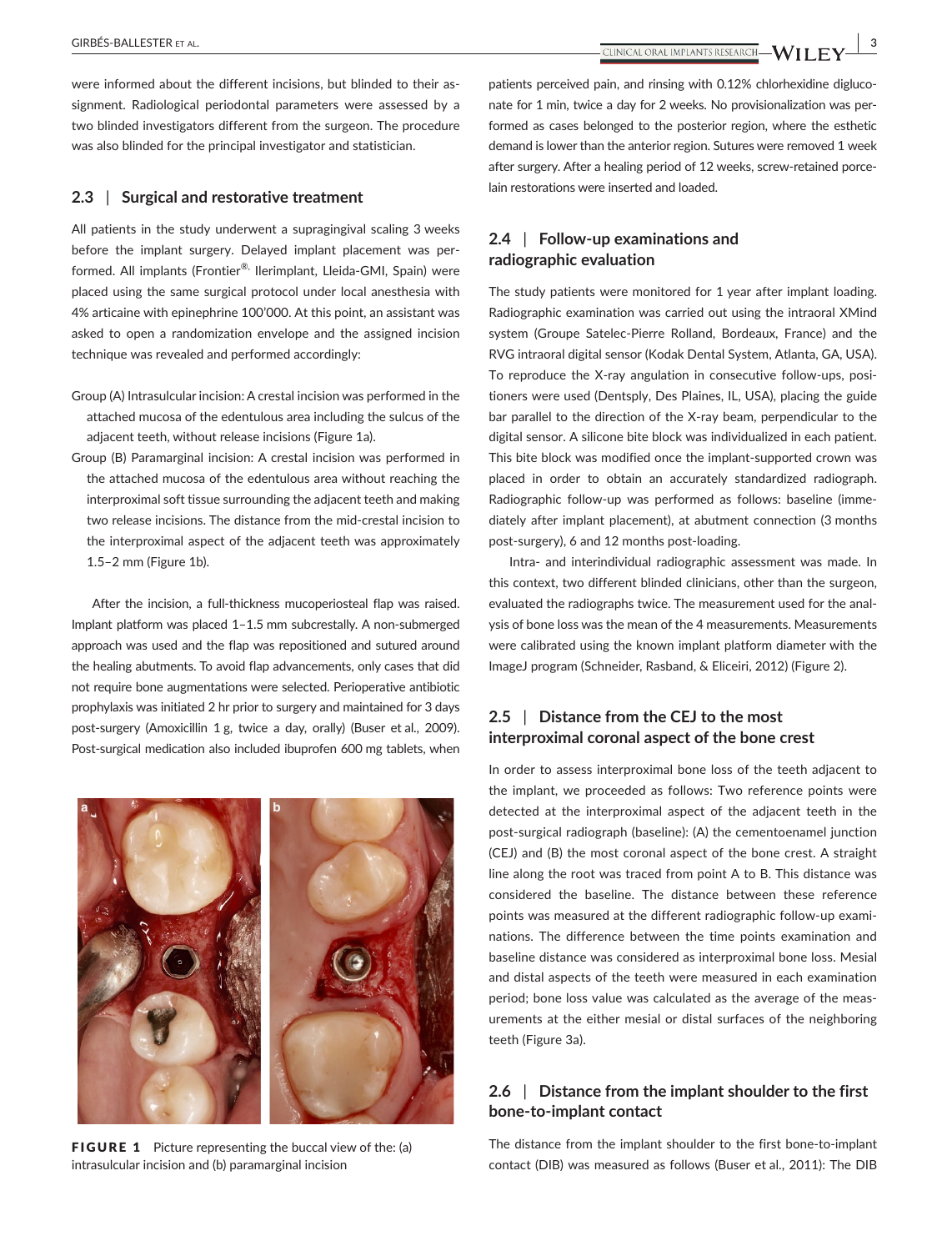were informed about the different incisions, but blinded to their assignment. Radiological periodontal parameters were assessed by a two blinded investigators different from the surgeon. The procedure was also blinded for the principal investigator and statistician.

### 2.3 | Surgical and restorative treatment

All patients in the study underwent a supragingival scaling 3 weeks before the implant surgery. Delayed implant placement was performed. All implants (Frontier®, Ilerimplant, Lleida-GMI, Spain) were placed using the same surgical protocol under local anesthesia with 4% articaine with epinephrine 100'000. At this point, an assistant was asked to open a randomization envelope and the assigned incision technique was revealed and performed accordingly:

Group (A) Intrasulcular incision: A crestal incision was performed in the attached mucosa of the edentulous area including the sulcus of the adjacent teeth, without release incisions (Figure 1a).

Group (B) Paramarginal incision: A crestal incision was performed in the attached mucosa of the edentulous area without reaching the interproximal soft tissue surrounding the adjacent teeth and making two release incisions. The distance from the mid-crestal incision to the interproximal aspect of the adjacent teeth was approximately 1.5–2 mm (Figure 1b).

After the incision, a full-thickness mucoperiosteal flap was raised. Implant platform was placed 1–1.5 mm subcrestally. A non-submerged approach was used and the flap was repositioned and sutured around the healing abutments. To avoid flap advancements, only cases that did not require bone augmentations were selected. Perioperative antibiotic prophylaxis was initiated 2 hr prior to surgery and maintained for 3 days post-surgery (Amoxicillin 1 g, twice a day, orally) (Buser et al., 2009). Post-surgical medication also included ibuprofen 600 mg tablets, when patients perceived pain, and rinsing with 0.12% chlorhexidine digluconate for 1 min, twice a day for 2 weeks. No provisionalization was performed as cases belonged to the posterior region, where the esthetic demand is lower than the anterior region. Sutures were removed 1 week after surgery. After a healing period of 12 weeks, screw-retained porcelain restorations were inserted and loaded.

FIGURE 1 Picture representing the buccal view of the: (a) intrasulcular incision and (b) paramarginal incision

### 2.4 | Follow-up examinations and radiographic evaluation

The study patients were monitored for 1 year after implant loading. Radiographic examination was carried out using the intraoral XMind system (Groupe Satelec-Pierre Rolland, Bordeaux, France) and the RVG intraoral digital sensor (Kodak Dental System, Atlanta, GA, USA). To reproduce the X-ray angulation in consecutive follow-ups, positioners were used (Dentsply, Des Plaines, IL, USA), placing the guide bar parallel to the direction of the X-ray beam, perpendicular to the digital sensor. A silicone bite block was individualized in each patient. This bite block was modified once the implant-supported crown was placed in order to obtain an accurately standardized radiograph. Radiographic follow-up was performed as follows: baseline (immediately after implant placement), at abutment connection (3 months post-surgery), 6 and 12 months post-loading.

Intra- and interindividual radiographic assessment was made. In this context, two different blinded clinicians, other than the surgeon, evaluated the radiographs twice. The measurement used for the analysis of bone loss was the mean of the 4 measurements. Measurements were calibrated using the known implant platform diameter with the ImageJ program (Schneider, Rasband, & Eliceiri, 2012) (Figure 2).

### 2.5 | Distance from the CEJ to the most interproximal coronal aspect of the bone crest

In order to assess interproximal bone loss of the teeth adjacent to the implant, we proceeded as follows: Two reference points were detected at the interproximal aspect of the adjacent teeth in the post-surgical radiograph (baseline): (A) the cementoenamel junction (CEJ) and (B) the most coronal aspect of the bone crest. A straight line along the root was traced from point A to B. This distance was considered the baseline. The distance between these reference points was measured at the different radiographic follow-up examinations. The difference between the time points examination and baseline distance was considered as interproximal bone loss. Mesial and distal aspects of the teeth were measured in each examination period; bone loss value was calculated as the average of the measurements at the either mesial or distal surfaces of the neighboring teeth (Figure 3a).

### 2.6 | Distance from the implant shoulder to the first bone-to-implant contact

The distance from the implant shoulder to the first bone-to-implant contact (DIB) was measured as follows (Buser et al., 2011): The DIB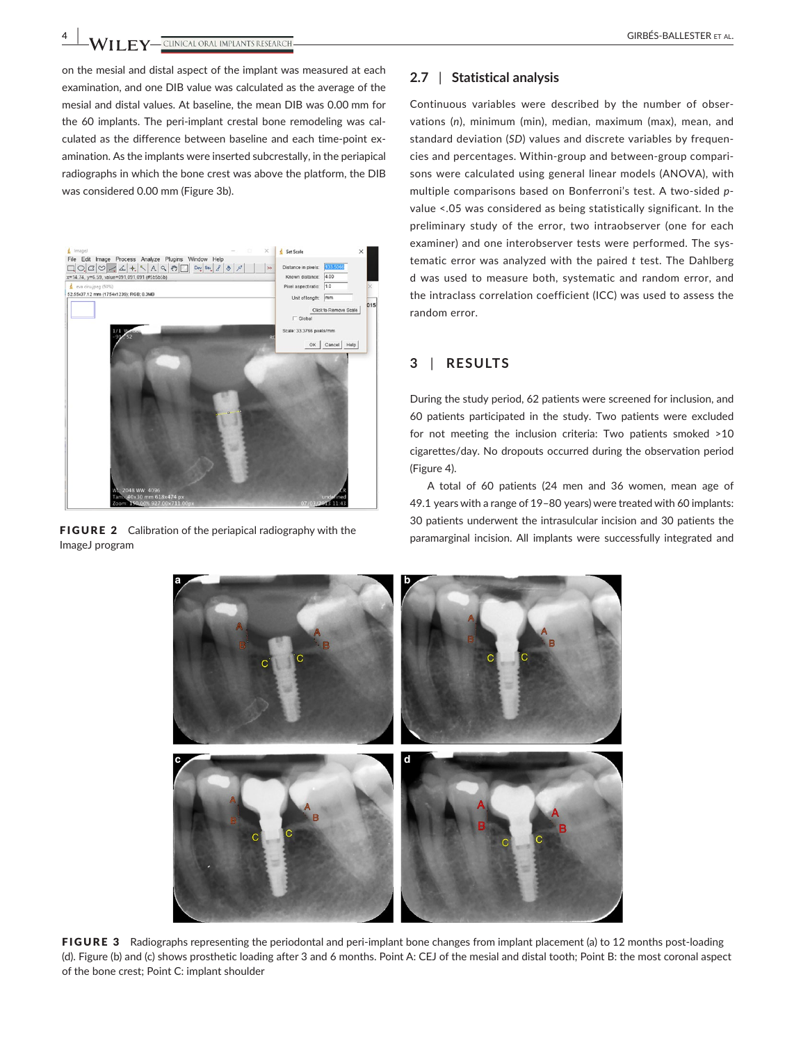on the mesial and distal aspect of the implant was measured at each examination, and one DIB value was calculated as the average of the mesial and distal values. At baseline, the mean DIB was 0.00 mm for the 60 implants. The peri-implant crestal bone remodeling was calculated as the difference between baseline and each time-point examination. As the implants were inserted subcrestally, in the periapical radiographs in which the bone crest was above the platform, the DIB was considered 0.00 mm (Figure 3b).

**FIGURE 2** Calibration of the periapical radiography with the ImageJ program

## 2.7 | Statistical analysis

Continuous variables were described by the number of observations (*n*), minimum (min), median, maximum (max), mean, and standard deviation (*SD*) values and discrete variables by frequencies and percentages. Within-group and between-group comparisons were calculated using general linear models (ANOVA), with multiple comparisons based on Bonferroni's test. A two-sided *p*-value <.05 was considered as being statistically significant. In the preliminary study of the error, two intraobserver (one for each examiner) and one interobserver tests were performed. The systematic error was analyzed with the paired *t* test. The Dahlberg d was used to measure both, systematic and random error, and the intraclass correlation coefficient (ICC) was used to assess the random error.

# 3 | RESULTS

During the study period, 62 patients were screened for inclusion, and 60 patients participated in the study. Two patients were excluded for not meeting the inclusion criteria: Two patients smoked >10 cigarettes/day. No dropouts occurred during the observation period (Figure 4).

A total of 60 patients (24 men and 36 women, mean age of 49.1 years with a range of 19–80 years) were treated with 60 implants: 30 patients underwent the intrasulcular incision and 30 patients the paramarginal incision. All implants were successfully integrated and

**FIGURE 3** Radiographs representing the periodontal and peri-implant bone changes from implant placement (a) to 12 months post-loading (d). Figure (b) and (c) shows prosthetic loading after 3 and 6 months. Point A: CEJ of the mesial and distal tooth; Point B: the most coronal aspect of the bone crest; Point C: implant shoulder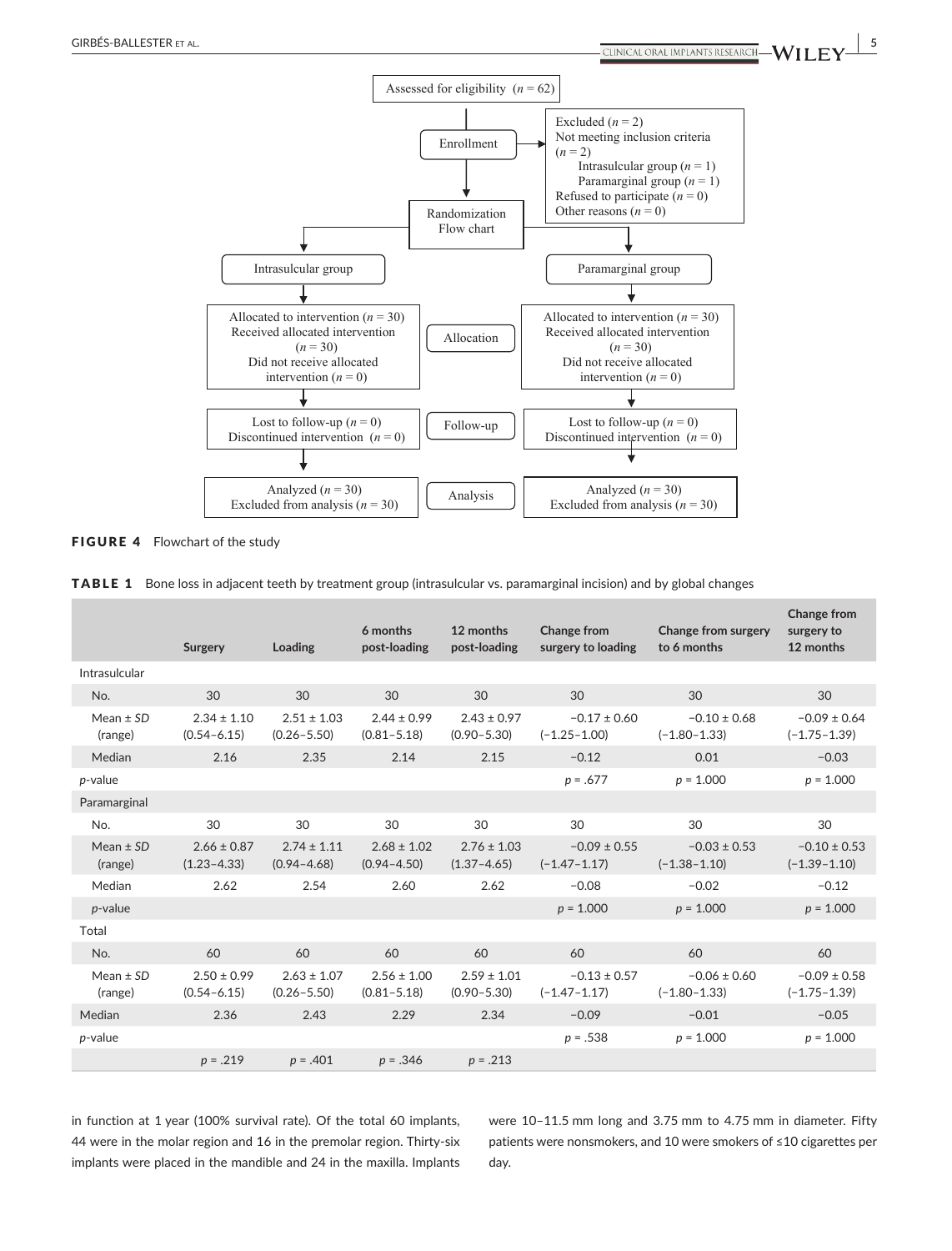Assessed for eligibility ($n$ = 62)

Enrollment

Excluded ($n$ = 2)
Not meeting inclusion criteria ($n$ = 2)
- Intrasulcular group ($n$ = 1)
- Paramarginal group ($n$ = 1)

Refused to participate ($n$ = 0)
Other reasons ($n$ = 0)

Randomization Flow chart

| | Intrasulcular group | | Paramarginal group |
|---|---|---|---|
| **Allocation** | Allocated to intervention ($n$ = 30)<br>Received allocated intervention ($n$ = 30)<br>Did not receive allocated intervention ($n$ = 0) | | Allocated to intervention ($n$ = 30)<br>Received allocated intervention ($n$ = 30)<br>Did not receive allocated intervention ($n$ = 0) |
| **Follow-up** | Lost to follow-up ($n$ = 0)<br>Discontinued intervention ($n$ = 0) | | Lost to follow-up ($n$ = 0)<br>Discontinued intervention ($n$ = 0) |
| **Analysis** | Analyzed ($n$ = 30)<br>Excluded from analysis ($n$ = 30) | | Analyzed ($n$ = 30)<br>Excluded from analysis ($n$ = 30) |

**FIGURE 4** Flowchart of the study

**TABLE 1** Bone loss in adjacent teeth by treatment group (intrasulcular vs. paramarginal incision) and by global changes

| | Surgery | Loading | 6 months post-loading | 12 months post-loading | Change from surgery to loading | Change from surgery to 6 months | Change from surgery to 12 months |
|---|---|---|---|---|---|---|---|
| Intrasulcular | | | | | | | |
| No. | 30 | 30 | 30 | 30 | 30 | 30 | 30 |
| Mean ± *SD* (range) | 2.34 ± 1.10 (0.54–6.15) | 2.51 ± 1.03 (0.26–5.50) | 2.44 ± 0.99 (0.81–5.18) | 2.43 ± 0.97 (0.90–5.30) | −0.17 ± 0.60 (−1.25–1.00) | −0.10 ± 0.68 (−1.80–1.33) | −0.09 ± 0.64 (−1.75–1.39) |
| Median | 2.16 | 2.35 | 2.14 | 2.15 | −0.12 | 0.01 | −0.03 |
| *p*-value | | | | | *p* = .677 | *p* = 1.000 | *p* = 1.000 |
| Paramarginal | | | | | | | |
| No. | 30 | 30 | 30 | 30 | 30 | 30 | 30 |
| Mean ± *SD* (range) | 2.66 ± 0.87 (1.23–4.33) | 2.74 ± 1.11 (0.94–4.68) | 2.68 ± 1.02 (0.94–4.50) | 2.76 ± 1.03 (1.37–4.65) | −0.09 ± 0.55 (−1.47–1.17) | −0.03 ± 0.53 (−1.38–1.10) | −0.10 ± 0.53 (−1.39–1.10) |
| Median | 2.62 | 2.54 | 2.60 | 2.62 | −0.08 | −0.02 | −0.12 |
| *p*-value | | | | | *p* = 1.000 | *p* = 1.000 | *p* = 1.000 |
| Total | | | | | | | |
| No. | 60 | 60 | 60 | 60 | 60 | 60 | 60 |
| Mean ± *SD* (range) | 2.50 ± 0.99 (0.54–6.15) | 2.63 ± 1.07 (0.26–5.50) | 2.56 ± 1.00 (0.81–5.18) | 2.59 ± 1.01 (0.90–5.30) | −0.13 ± 0.57 (−1.47–1.17) | −0.06 ± 0.60 (−1.80–1.33) | −0.09 ± 0.58 (−1.75–1.39) |
| Median | 2.36 | 2.43 | 2.29 | 2.34 | −0.09 | −0.01 | −0.05 |
| *p*-value | | | | | *p* = .538 | *p* = 1.000 | *p* = 1.000 |
| | *p* = .219 | *p* = .401 | *p* = .346 | *p* = .213 | | | |

in function at 1 year (100% survival rate). Of the total 60 implants, 44 were in the molar region and 16 in the premolar region. Thirty-six implants were placed in the mandible and 24 in the maxilla. Implants were 10–11.5 mm long and 3.75 mm to 4.75 mm in diameter. Fifty patients were nonsmokers, and 10 were smokers of ≤10 cigarettes per day.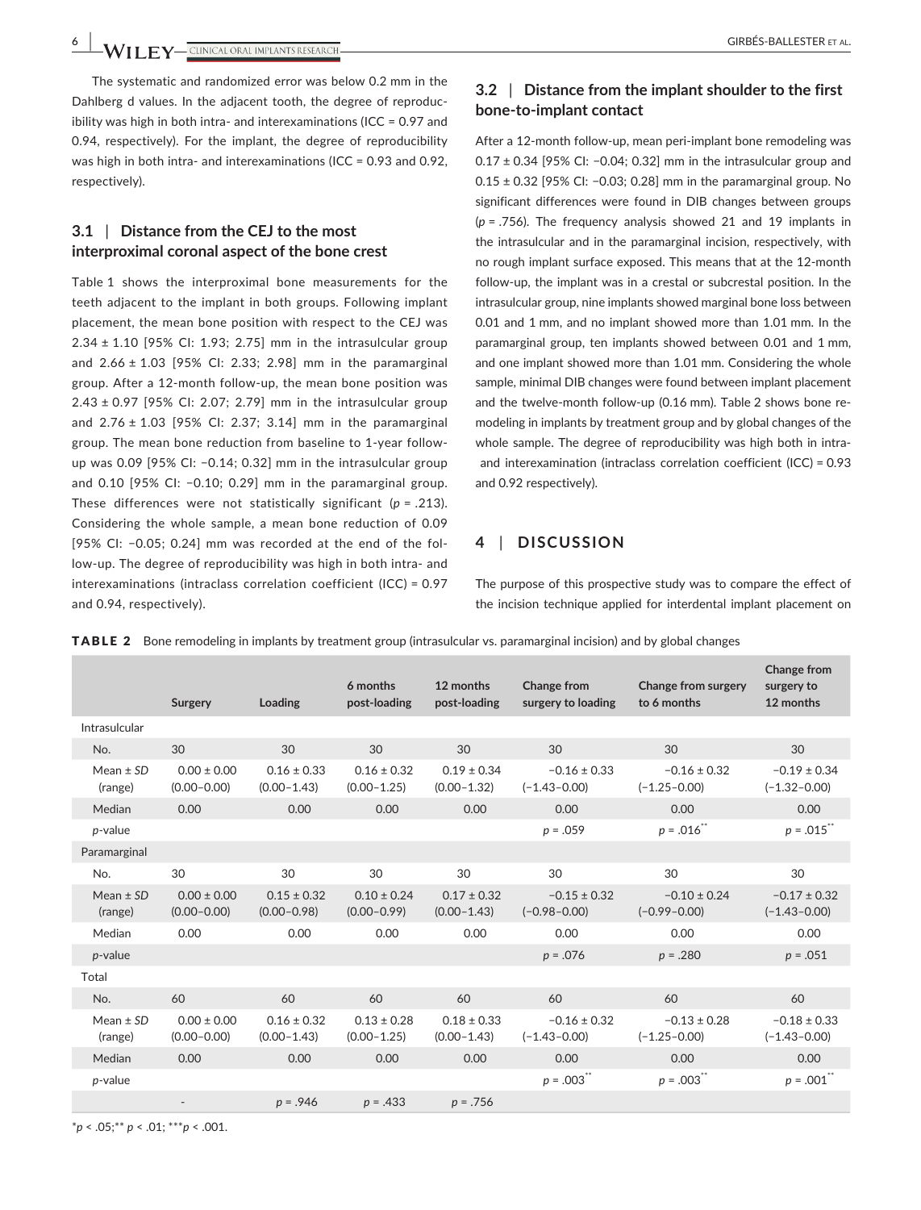The systematic and randomized error was below 0.2 mm in the Dahlberg d values. In the adjacent tooth, the degree of reproducibility was high in both intra- and interexaminations (ICC = 0.97 and 0.94, respectively). For the implant, the degree of reproducibility was high in both intra- and interexaminations (ICC = 0.93 and 0.92, respectively).

### 3.1 | Distance from the CEJ to the most interproximal coronal aspect of the bone crest

Table 1 shows the interproximal bone measurements for the teeth adjacent to the implant in both groups. Following implant placement, the mean bone position with respect to the CEJ was 2.34 ± 1.10 [95% CI: 1.93; 2.75] mm in the intrasulcular group and 2.66 ± 1.03 [95% CI: 2.33; 2.98] mm in the paramarginal group. After a 12-month follow-up, the mean bone position was 2.43 ± 0.97 [95% CI: 2.07; 2.79] mm in the intrasulcular group and 2.76 ± 1.03 [95% CI: 2.37; 3.14] mm in the paramarginal group. The mean bone reduction from baseline to 1-year follow-up was 0.09 [95% CI: −0.14; 0.32] mm in the intrasulcular group and 0.10 [95% CI: −0.10; 0.29] mm in the paramarginal group. These differences were not statistically significant ($p$ = .213). Considering the whole sample, a mean bone reduction of 0.09 [95% CI: −0.05; 0.24] mm was recorded at the end of the follow-up. The degree of reproducibility was high in both intra- and interexaminations (intraclass correlation coefficient (ICC) = 0.97 and 0.94, respectively).

### 3.2 | Distance from the implant shoulder to the first bone-to-implant contact

After a 12-month follow-up, mean peri-implant bone remodeling was 0.17 ± 0.34 [95% CI: −0.04; 0.32] mm in the intrasulcular group and 0.15 ± 0.32 [95% CI: −0.03; 0.28] mm in the paramarginal group. No significant differences were found in DIB changes between groups ($p$ = .756). The frequency analysis showed 21 and 19 implants in the intrasulcular and in the paramarginal incision, respectively, with no rough implant surface exposed. This means that at the 12-month follow-up, the implant was in a crestal or subcrestal position. In the intrasulcular group, nine implants showed marginal bone loss between 0.01 and 1 mm, and no implant showed more than 1.01 mm. In the paramarginal group, ten implants showed between 0.01 and 1 mm, and one implant showed more than 1.01 mm. Considering the whole sample, minimal DIB changes were found between implant placement and the twelve-month follow-up (0.16 mm). Table 2 shows bone remodeling in implants by treatment group and by global changes of the whole sample. The degree of reproducibility was high both in intra- and interexamination (intraclass correlation coefficient (ICC) = 0.93 and 0.92 respectively).

## 4 | DISCUSSION

The purpose of this prospective study was to compare the effect of the incision technique applied for interdental implant placement on

**TABLE 2** Bone remodeling in implants by treatment group (intrasulcular vs. paramarginal incision) and by global changes

| | Surgery | Loading | 6 months post-loading | 12 months post-loading | Change from surgery to loading | Change from surgery to 6 months | Change from surgery to 12 months |
|---|---|---|---|---|---|---|---|
| Intrasulcular | | | | | | | |
| No. | 30 | 30 | 30 | 30 | 30 | 30 | 30 |
| Mean ± *SD* (range) | 0.00 ± 0.00 (0.00–0.00) | 0.16 ± 0.33 (0.00–1.43) | 0.16 ± 0.32 (0.00–1.25) | 0.19 ± 0.34 (0.00–1.32) | −0.16 ± 0.33 (−1.43–0.00) | −0.16 ± 0.32 (−1.25–0.00) | −0.19 ± 0.34 (−1.32–0.00) |
| Median | 0.00 | 0.00 | 0.00 | 0.00 | 0.00 | 0.00 | 0.00 |
| *p*-value | | | | | $p$ = .059 | $p$ = .016** | $p$ = .015** |
| Paramarginal | | | | | | | |
| No. | 30 | 30 | 30 | 30 | 30 | 30 | 30 |
| Mean ± *SD* (range) | 0.00 ± 0.00 (0.00–0.00) | 0.15 ± 0.32 (0.00–0.98) | 0.10 ± 0.24 (0.00–0.99) | 0.17 ± 0.32 (0.00–1.43) | −0.15 ± 0.32 (−0.98–0.00) | −0.10 ± 0.24 (−0.99–0.00) | −0.17 ± 0.32 (−1.43–0.00) |
| Median | 0.00 | 0.00 | 0.00 | 0.00 | 0.00 | 0.00 | 0.00 |
| *p*-value | | | | | $p$ = .076 | $p$ = .280 | $p$ = .051 |
| Total | | | | | | | |
| No. | 60 | 60 | 60 | 60 | 60 | 60 | 60 |
| Mean ± *SD* (range) | 0.00 ± 0.00 (0.00–0.00) | 0.16 ± 0.32 (0.00–1.43) | 0.13 ± 0.28 (0.00–1.25) | 0.18 ± 0.33 (0.00–1.43) | −0.16 ± 0.32 (−1.43–0.00) | −0.13 ± 0.28 (−1.25–0.00) | −0.18 ± 0.33 (−1.43–0.00) |
| Median | 0.00 | 0.00 | 0.00 | 0.00 | 0.00 | 0.00 | 0.00 |
| *p*-value | | | | | $p$ = .003** | $p$ = .003** | $p$ = .001** |
| | - | $p$ = .946 | $p$ = .433 | $p$ = .756 | | | |

*$p$ < .05; ** $p$ < .01; ***$p$ < .001.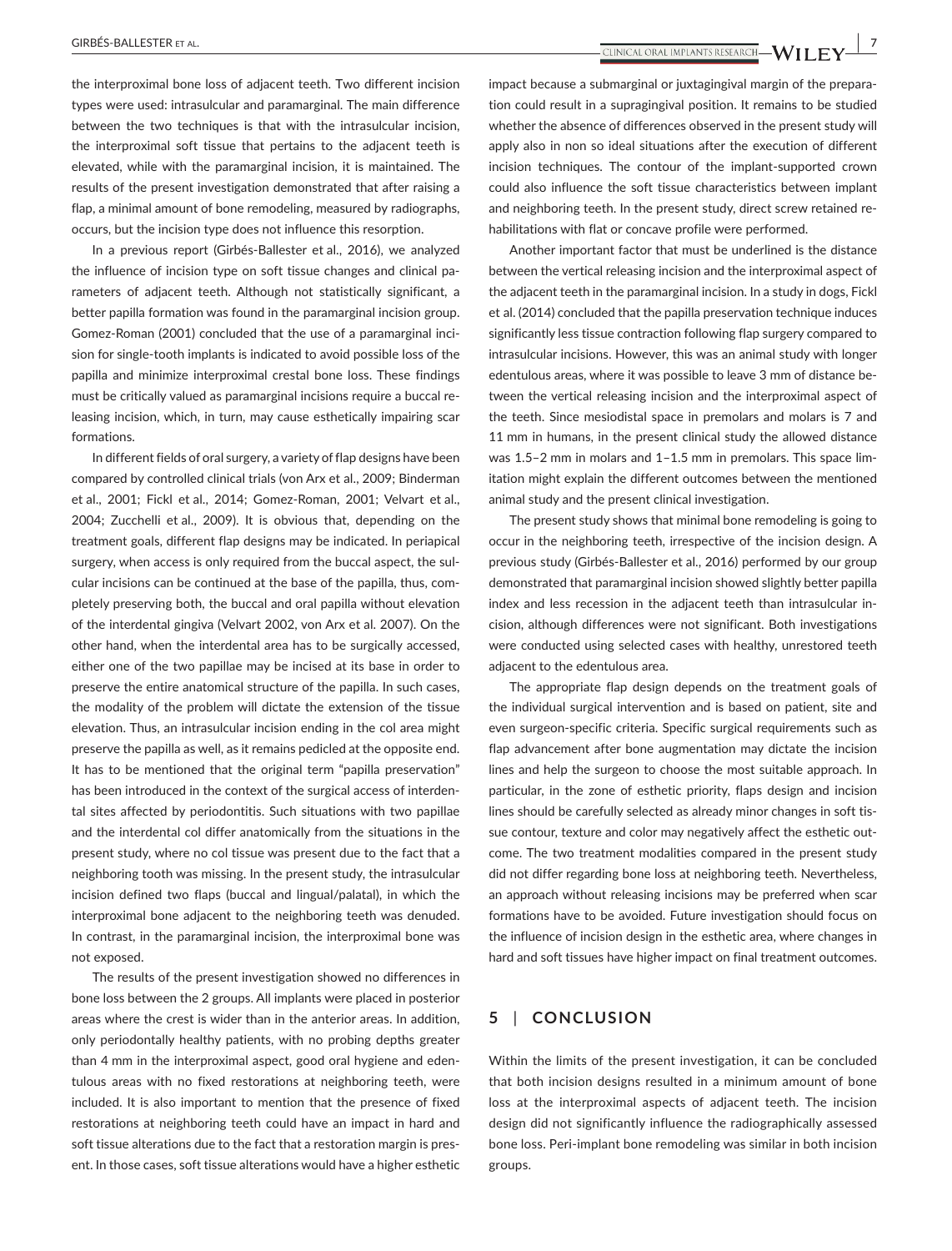the interproximal bone loss of adjacent teeth. Two different incision types were used: intrasulcular and paramarginal. The main difference between the two techniques is that with the intrasulcular incision, the interproximal soft tissue that pertains to the adjacent teeth is elevated, while with the paramarginal incision, it is maintained. The results of the present investigation demonstrated that after raising a flap, a minimal amount of bone remodeling, measured by radiographs, occurs, but the incision type does not influence this resorption.

In a previous report (Girbés-Ballester et al., 2016), we analyzed the influence of incision type on soft tissue changes and clinical parameters of adjacent teeth. Although not statistically significant, a better papilla formation was found in the paramarginal incision group. Gomez-Roman (2001) concluded that the use of a paramarginal incision for single-tooth implants is indicated to avoid possible loss of the papilla and minimize interproximal crestal bone loss. These findings must be critically valued as paramarginal incisions require a buccal releasing incision, which, in turn, may cause esthetically impairing scar formations.

In different fields of oral surgery, a variety of flap designs have been compared by controlled clinical trials (von Arx et al., 2009; Binderman et al., 2001; Fickl et al., 2014; Gomez-Roman, 2001; Velvart et al., 2004; Zucchelli et al., 2009). It is obvious that, depending on the treatment goals, different flap designs may be indicated. In periapical surgery, when access is only required from the buccal aspect, the sulcular incisions can be continued at the base of the papilla, thus, completely preserving both, the buccal and oral papilla without elevation of the interdental gingiva (Velvart 2002, von Arx et al. 2007). On the other hand, when the interdental area has to be surgically accessed, either one of the two papillae may be incised at its base in order to preserve the entire anatomical structure of the papilla. In such cases, the modality of the problem will dictate the extension of the tissue elevation. Thus, an intrasulcular incision ending in the col area might preserve the papilla as well, as it remains pedicled at the opposite end. It has to be mentioned that the original term "papilla preservation" has been introduced in the context of the surgical access of interdental sites affected by periodontitis. Such situations with two papillae and the interdental col differ anatomically from the situations in the present study, where no col tissue was present due to the fact that a neighboring tooth was missing. In the present study, the intrasulcular incision defined two flaps (buccal and lingual/palatal), in which the interproximal bone adjacent to the neighboring teeth was denuded. In contrast, in the paramarginal incision, the interproximal bone was not exposed.

The results of the present investigation showed no differences in bone loss between the 2 groups. All implants were placed in posterior areas where the crest is wider than in the anterior areas. In addition, only periodontally healthy patients, with no probing depths greater than 4 mm in the interproximal aspect, good oral hygiene and edentulous areas with no fixed restorations at neighboring teeth, were included. It is also important to mention that the presence of fixed restorations at neighboring teeth could have an impact in hard and soft tissue alterations due to the fact that a restoration margin is present. In those cases, soft tissue alterations would have a higher esthetic impact because a submarginal or juxtagingival margin of the preparation could result in a supragingival position. It remains to be studied whether the absence of differences observed in the present study will apply also in non so ideal situations after the execution of different incision techniques. The contour of the implant-supported crown could also influence the soft tissue characteristics between implant and neighboring teeth. In the present study, direct screw retained rehabilitations with flat or concave profile were performed.

Another important factor that must be underlined is the distance between the vertical releasing incision and the interproximal aspect of the adjacent teeth in the paramarginal incision. In a study in dogs, Fickl et al. (2014) concluded that the papilla preservation technique induces significantly less tissue contraction following flap surgery compared to intrasulcular incisions. However, this was an animal study with longer edentulous areas, where it was possible to leave 3 mm of distance between the vertical releasing incision and the interproximal aspect of the teeth. Since mesiodistal space in premolars and molars is 7 and 11 mm in humans, in the present clinical study the allowed distance was 1.5–2 mm in molars and 1–1.5 mm in premolars. This space limitation might explain the different outcomes between the mentioned animal study and the present clinical investigation.

The present study shows that minimal bone remodeling is going to occur in the neighboring teeth, irrespective of the incision design. A previous study (Girbés-Ballester et al., 2016) performed by our group demonstrated that paramarginal incision showed slightly better papilla index and less recession in the adjacent teeth than intrasulcular incision, although differences were not significant. Both investigations were conducted using selected cases with healthy, unrestored teeth adjacent to the edentulous area.

The appropriate flap design depends on the treatment goals of the individual surgical intervention and is based on patient, site and even surgeon-specific criteria. Specific surgical requirements such as flap advancement after bone augmentation may dictate the incision lines and help the surgeon to choose the most suitable approach. In particular, in the zone of esthetic priority, flaps design and incision lines should be carefully selected as already minor changes in soft tissue contour, texture and color may negatively affect the esthetic outcome. The two treatment modalities compared in the present study did not differ regarding bone loss at neighboring teeth. Nevertheless, an approach without releasing incisions may be preferred when scar formations have to be avoided. Future investigation should focus on the influence of incision design in the esthetic area, where changes in hard and soft tissues have higher impact on final treatment outcomes.

## 5 | CONCLUSION

Within the limits of the present investigation, it can be concluded that both incision designs resulted in a minimum amount of bone loss at the interproximal aspects of adjacent teeth. The incision design did not significantly influence the radiographically assessed bone loss. Peri-implant bone remodeling was similar in both incision groups.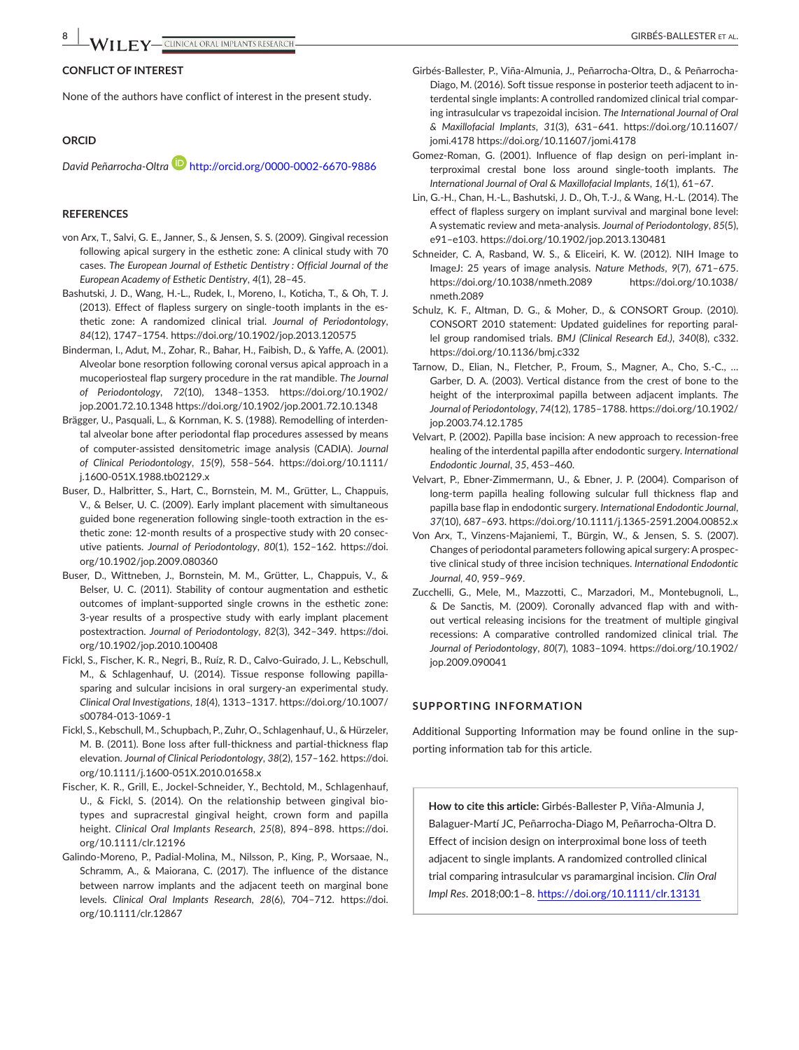## CONFLICT OF INTEREST

None of the authors have conflict of interest in the present study.

## ORCID

*David Peñarrocha-Oltra* http://orcid.org/0000-0002-6670-9886

## REFERENCES

von Arx, T., Salvi, G. E., Janner, S., & Jensen, S. S. (2009). Gingival recession following apical surgery in the esthetic zone: A clinical study with 70 cases. *The European Journal of Esthetic Dentistry : Official Journal of the European Academy of Esthetic Dentistry*, *4*(1), 28–45.

Bashutski, J. D., Wang, H.-L., Rudek, I., Moreno, I., Koticha, T., & Oh, T. J. (2013). Effect of flapless surgery on single-tooth implants in the esthetic zone: A randomized clinical trial. *Journal of Periodontology*, *84*(12), 1747–1754. https://doi.org/10.1902/jop.2013.120575

Binderman, I., Adut, M., Zohar, R., Bahar, H., Faibish, D., & Yaffe, A. (2001). Alveolar bone resorption following coronal versus apical approach in a mucoperiosteal flap surgery procedure in the rat mandible. *The Journal of Periodontology*, *72*(10), 1348–1353. https://doi.org/10.1902/jop.2001.72.10.1348 https://doi.org/10.1902/jop.2001.72.10.1348

Brägger, U., Pasquali, L., & Kornman, K. S. (1988). Remodelling of interdental alveolar bone after periodontal flap procedures assessed by means of computer-assisted densitometric image analysis (CADIA). *Journal of Clinical Periodontology*, *15*(9), 558–564. https://doi.org/10.1111/j.1600-051X.1988.tb02129.x

Buser, D., Halbritter, S., Hart, C., Bornstein, M. M., Grütter, L., Chappuis, V., & Belser, U. C. (2009). Early implant placement with simultaneous guided bone regeneration following single-tooth extraction in the esthetic zone: 12-month results of a prospective study with 20 consecutive patients. *Journal of Periodontology*, *80*(1), 152–162. https://doi.org/10.1902/jop.2009.080360

Buser, D., Wittneben, J., Bornstein, M. M., Grütter, L., Chappuis, V., & Belser, U. C. (2011). Stability of contour augmentation and esthetic outcomes of implant-supported single crowns in the esthetic zone: 3-year results of a prospective study with early implant placement postextraction. *Journal of Periodontology*, *82*(3), 342–349. https://doi.org/10.1902/jop.2010.100408

Fickl, S., Fischer, K. R., Negri, B., Ruíz, R. D., Calvo-Guirado, J. L., Kebschull, M., & Schlagenhauf, U. (2014). Tissue response following papilla-sparing and sulcular incisions in oral surgery-an experimental study. *Clinical Oral Investigations*, *18*(4), 1313–1317. https://doi.org/10.1007/s00784-013-1069-1

Fickl, S., Kebschull, M., Schupbach, P., Zuhr, O., Schlagenhauf, U., & Hürzeler, M. B. (2011). Bone loss after full-thickness and partial-thickness flap elevation. *Journal of Clinical Periodontology*, *38*(2), 157–162. https://doi.org/10.1111/j.1600-051X.2010.01658.x

Fischer, K. R., Grill, E., Jockel-Schneider, Y., Bechtold, M., Schlagenhauf, U., & Fickl, S. (2014). On the relationship between gingival biotypes and supracrestal gingival height, crown form and papilla height. *Clinical Oral Implants Research*, *25*(8), 894–898. https://doi.org/10.1111/clr.12196

Galindo-Moreno, P., Padial-Molina, M., Nilsson, P., King, P., Worsaae, N., Schramm, A., & Maiorana, C. (2017). The influence of the distance between narrow implants and the adjacent teeth on marginal bone levels. *Clinical Oral Implants Research*, *28*(6), 704–712. https://doi.org/10.1111/clr.12867

Girbés-Ballester, P., Viña-Almunia, J., Peñarrocha-Oltra, D., & Peñarrocha-Diago, M. (2016). Soft tissue response in posterior teeth adjacent to interdental single implants: A controlled randomized clinical trial comparing intrasulcular vs trapezoidal incision. *The International Journal of Oral & Maxillofacial Implants*, *31*(3), 631–641. https://doi.org/10.11607/jomi.4178 https://doi.org/10.11607/jomi.4178

Gomez-Roman, G. (2001). Influence of flap design on peri-implant interproximal crestal bone loss around single-tooth implants. *The International Journal of Oral & Maxillofacial Implants*, *16*(1), 61–67.

Lin, G.-H., Chan, H.-L., Bashutski, J. D., Oh, T.-J., & Wang, H.-L. (2014). The effect of flapless surgery on implant survival and marginal bone level: A systematic review and meta-analysis. *Journal of Periodontology*, *85*(5), e91–e103. https://doi.org/10.1902/jop.2013.130481

Schneider, C. A., Rasband, W. S., & Eliceiri, K. W. (2012). NIH Image to ImageJ: 25 years of image analysis. *Nature Methods*, *9*(7), 671–675. https://doi.org/10.1038/nmeth.2089 https://doi.org/10.1038/nmeth.2089

Schulz, K. F., Altman, D. G., & Moher, D., & CONSORT Group. (2010). CONSORT 2010 statement: Updated guidelines for reporting parallel group randomised trials. *BMJ (Clinical Research Ed.)*, *340*(8), c332. https://doi.org/10.1136/bmj.c332

Tarnow, D., Elian, N., Fletcher, P., Froum, S., Magner, A., Cho, S.-C., … Garber, D. A. (2003). Vertical distance from the crest of bone to the height of the interproximal papilla between adjacent implants. *The Journal of Periodontology*, *74*(12), 1785–1788. https://doi.org/10.1902/jop.2003.74.12.1785

Velvart, P. (2002). Papilla base incision: A new approach to recession-free healing of the interdental papilla after endodontic surgery. *International Endodontic Journal*, *35*, 453–460.

Velvart, P., Ebner-Zimmermann, U., & Ebner, J. P. (2004). Comparison of long-term papilla healing following sulcular full thickness flap and papilla base flap in endodontic surgery. *International Endodontic Journal*, *37*(10), 687–693. https://doi.org/10.1111/j.1365-2591.2004.00852.x

Von Arx, T., Vinzens-Majaniemi, T., Bürgin, W., & Jensen, S. S. (2007). Changes of periodontal parameters following apical surgery: A prospective clinical study of three incision techniques. *International Endodontic Journal*, *40*, 959–969.

Zucchelli, G., Mele, M., Mazzotti, C., Marzadori, M., Montebugnoli, L., & De Sanctis, M. (2009). Coronally advanced flap with and without vertical releasing incisions for the treatment of multiple gingival recessions: A comparative controlled randomized clinical trial. *The Journal of Periodontology*, *80*(7), 1083–1094. https://doi.org/10.1902/jop.2009.090041

## SUPPORTING INFORMATION

Additional Supporting Information may be found online in the supporting information tab for this article.

**How to cite this article:** Girbés-Ballester P, Viña-Almunia J, Balaguer-Martí JC, Peñarrocha-Diago M, Peñarrocha-Oltra D. Effect of incision design on interproximal bone loss of teeth adjacent to single implants. A randomized controlled clinical trial comparing intrasulcular vs paramarginal incision. *Clin Oral Impl Res*. 2018;00:1–8. https://doi.org/10.1111/clr.13131